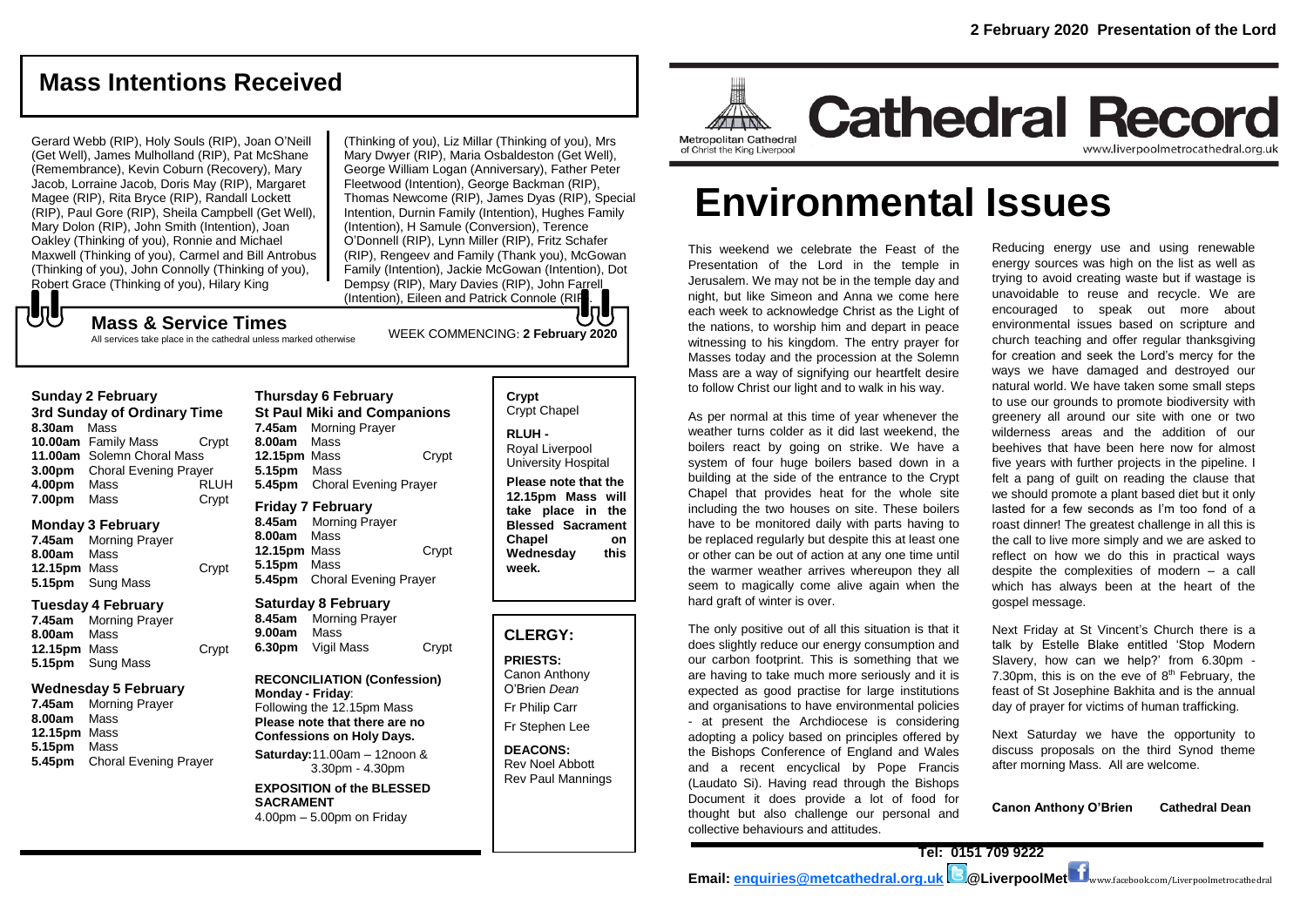# Mass Intentions Received

Gerard Webb (RIP), Holy Souls (RIP), Joan O'Neill (Get Well), James Mulholland (RIP), Pat McShane (Remembrance), Kevin Coburn (Recovery), Mary Jacob, Lorraine Jacob, Doris May (RIP), Margaret Magee (RIP), Rita Bryce (RIP), Randall Lockett (RIP), Paul Gore (RIP), Sheila Campbell (Get Well), Mary Dolon (RIP), John Smith (Intention), Joan Oakley (Thinking of you), Ronnie and Michael Maxwell (Thinking of you), Carmel and Bill Antrobus (Thinking of you), John Connolly (Thinking of you), Robert Grace (Thinking of you), Hilary King (Thinking of you), Liz Millar (Thinking of you), Mrs Mary Dwyer (RIP), Maria Osbaldeston (Get Well), George William Logan (Anniversary), Father Peter Fleetwood (Intention), George Backman (RIP), Thomas Newcome (RIP), James Dyas (RIP), Special Intention, Durnin Family (Intention), Hughes Family (Intention), H Samule (Conversion), Terence O'Donnell (RIP), Lynn Miller (RIP), Fritz Schafer (RIP), Rengeev and Family (Thank you), McGowan Family (Intention), Jackie McGowan (Intention), Dot Dempsy (RIP), Mary Davies (RIP), John Farrell (Intention), Eileen and Patrick Connole (RIP).

## Mass & Service Times

All services take place in the cathedral unless marked otherwise

WEEK COMMENCING: **2 February 2020**

**Sunday 2 February**
**3rd Sunday of Ordinary Time**

| | | |
|---|---|---|
| **8.30am** | Mass | |
| **10.00am** | Family Mass | Crypt |
| **11.00am** | Solemn Choral Mass | |
| **3.00pm** | Choral Evening Prayer | |
| **4.00pm** | Mass | RLUH |
| **7.00pm** | Mass | Crypt |

**Monday 3 February**

| | | |
|---|---|---|
| **7.45am** | Morning Prayer | |
| **8.00am** | Mass | |
| **12.15pm** | Mass | Crypt |
| **5.15pm** | Sung Mass | |

**Tuesday 4 February**

| | | |
|---|---|---|
| **7.45am** | Morning Prayer | |
| **8.00am** | Mass | |
| **12.15pm** | Mass | Crypt |
| **5.15pm** | Sung Mass | |

**Wednesday 5 February**

| | |
|---|---|
| **7.45am** | Morning Prayer |
| **8.00am** | Mass |
| **12.15pm** | Mass |
| **5.15pm** | Mass |
| **5.45pm** | Choral Evening Prayer |

**Thursday 6 February**
**St Paul Miki and Companions**

| | | |
|---|---|---|
| **7.45am** | Morning Prayer | |
| **8.00am** | Mass | |
| **12.15pm** | Mass | Crypt |
| **5.15pm** | Mass | |
| **5.45pm** | Choral Evening Prayer | |

**Friday 7 February**

| | | |
|---|---|---|
| **8.45am** | Morning Prayer | |
| **8.00am** | Mass | |
| **12.15pm** | Mass | Crypt |
| **5.15pm** | Mass | |
| **5.45pm** | Choral Evening Prayer | |

**Saturday 8 February**

| | | |
|---|---|---|
| **8.45am** | Morning Prayer | |
| **9.00am** | Mass | |
| **6.30pm** | Vigil Mass | Crypt |

**RECONCILIATION (Confession)**
**Monday - Friday**:
Following the 12.15pm Mass
**Please note that there are no Confessions on Holy Days.**

**Saturday:** 11.00am – 12noon & 3.30pm - 4.30pm

**EXPOSITION of the BLESSED SACRAMENT**
4.00pm – 5.00pm on Friday

**Crypt**
Crypt Chapel

**RLUH -**
Royal Liverpool University Hospital

**Please note that the 12.15pm Mass will take place in the Blessed Sacrament Chapel on Wednesday this week.**

## CLERGY:

**PRIESTS:**
Canon Anthony O'Brien *Dean*
Fr Philip Carr
Fr Stephen Lee

**DEACONS:**
Rev Noel Abbott
Rev Paul Mannings

**2 February 2020 Presentation of the Lord**

Metropolitan Cathedral of Christ the King Liverpool

# Cathedral Record

www.liverpoolmetrocathedral.org.uk

# Environmental Issues

This weekend we celebrate the Feast of the Presentation of the Lord in the temple in Jerusalem. We may not be in the temple day and night, but like Simeon and Anna we come here each week to acknowledge Christ as the Light of the nations, to worship him and depart in peace witnessing to his kingdom. The entry prayer for Masses today and the procession at the Solemn Mass are a way of signifying our heartfelt desire to follow Christ our light and to walk in his way.

As per normal at this time of year whenever the weather turns colder as it did last weekend, the boilers react by going on strike. We have a system of four huge boilers based down in a building at the side of the entrance to the Crypt Chapel that provides heat for the whole site including the two houses on site. These boilers have to be monitored daily with parts having to be replaced regularly but despite this at least one or other can be out of action at any one time until the warmer weather arrives whereupon they all seem to magically come alive again when the hard graft of winter is over.

The only positive out of all this situation is that it does slightly reduce our energy consumption and our carbon footprint. This is something that we are having to take much more seriously and it is expected as good practise for large institutions and organisations to have environmental policies - at present the Archdiocese is considering adopting a policy based on principles offered by the Bishops Conference of England and Wales and a recent encyclical by Pope Francis (Laudato Si). Having read through the Bishops Document it does provide a lot of food for thought but also challenge our personal and collective behaviours and attitudes.

Reducing energy use and using renewable energy sources was high on the list as well as trying to avoid creating waste but if wastage is unavoidable to reuse and recycle. We are encouraged to speak out more about environmental issues based on scripture and church teaching and offer regular thanksgiving for creation and seek the Lord's mercy for the ways we have damaged and destroyed our natural world. We have taken some small steps to use our grounds to promote biodiversity with greenery all around our site with one or two wilderness areas and the addition of our beehives that have been here now for almost five years with further projects in the pipeline. I felt a pang of guilt on reading the clause that we should promote a plant based diet but it only lasted for a few seconds as I'm too fond of a roast dinner! The greatest challenge in all this is the call to live more simply and we are asked to reflect on how we do this in practical ways despite the complexities of modern – a call which has always been at the heart of the gospel message.

Next Friday at St Vincent's Church there is a talk by Estelle Blake entitled 'Stop Modern Slavery, how can we help?' from 6.30pm - 7.30pm, this is on the eve of 8th February, the feast of St Josephine Bakhita and is the annual day of prayer for victims of human trafficking.

Next Saturday we have the opportunity to discuss proposals on the third Synod theme after morning Mass. All are welcome.

**Canon Anthony O'Brien Cathedral Dean**

**Tel: 0151 709 9222**

**Email: enquiries@metcathedral.org.uk @LiverpoolMet** www.facebook.com/Liverpoolmetrocathedral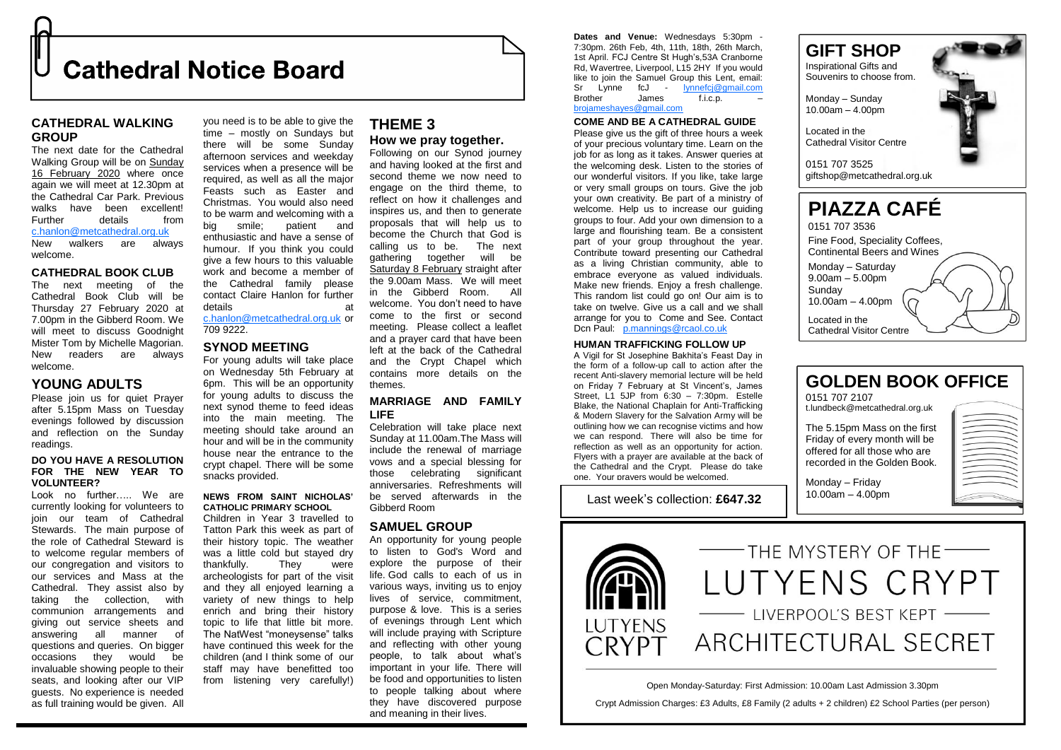# Cathedral Notice Board

## CATHEDRAL WALKING GROUP

The next date for the Cathedral Walking Group will be on Sunday 16 February 2020 where once again we will meet at 12.30pm at the Cathedral Car Park. Previous walks have been excellent! Further details from c.hanlon@metcathedral.org.uk New walkers are always welcome.

## CATHEDRAL BOOK CLUB

The next meeting of the Cathedral Book Club will be Thursday 27 February 2020 at 7.00pm in the Gibberd Room. We will meet to discuss Goodnight Mister Tom by Michelle Magorian. New readers are always welcome.

## YOUNG ADULTS

Please join us for quiet Prayer after 5.15pm Mass on Tuesday evenings followed by discussion and reflection on the Sunday readings.

### DO YOU HAVE A RESOLUTION FOR THE NEW YEAR TO VOLUNTEER?

Look no further….. We are currently looking for volunteers to join our team of Cathedral Stewards. The main purpose of the role of Cathedral Steward is to welcome regular members of our congregation and visitors to our services and Mass at the Cathedral. They assist also by taking the collection, with communion arrangements and giving out service sheets and answering all manner of questions and queries. On bigger occasions they would be invaluable showing people to their seats, and looking after our VIP guests. No experience is needed as full training would be given. All you need is to be able to give the time – mostly on Sundays but there will be some Sunday afternoon services and weekday services when a presence will be required, as well as all the major Feasts such as Easter and Christmas. You would also need to be warm and welcoming with a big smile; patient and enthusiastic and have a sense of humour. If you think you could give a few hours to this valuable work and become a member of the Cathedral family please contact Claire Hanlon for further details at c.hanlon@metcathedral.org.uk or 709 9222.

## SYNOD MEETING

For young adults will take place on Wednesday 5th February at 6pm. This will be an opportunity for young adults to discuss the next synod theme to feed ideas into the main meeting. The meeting should take around an hour and will be in the community house near the entrance to the crypt chapel. There will be some snacks provided.

### NEWS FROM SAINT NICHOLAS' CATHOLIC PRIMARY SCHOOL

Children in Year 3 travelled to Tatton Park this week as part of their history topic. The weather was a little cold but stayed dry thankfully. They were archeologists for part of the visit and they all enjoyed learning a variety of new things to help enrich and bring their history topic to life that little bit more. The NatWest "moneysense" talks have continued this week for the children (and I think some of our staff may have benefitted too from listening very carefully!)

## THEME 3

### How we pray together.

Following on our Synod journey and having looked at the first and second theme we now need to engage on the third theme, to reflect on how it challenges and inspires us, and then to generate proposals that will help us to become the Church that God is calling us to be. The next gathering together will be Saturday 8 February straight after the 9.00am Mass. We will meet in the Gibberd Room. All welcome. You don't need to have come to the first or second meeting. Please collect a leaflet and a prayer card that have been left at the back of the Cathedral and the Crypt Chapel which contains more details on the themes.

## MARRIAGE AND FAMILY LIFE

Celebration will take place next Sunday at 11.00am.The Mass will include the renewal of marriage vows and a special blessing for those celebrating significant anniversaries. Refreshments will be served afterwards in the Gibberd Room

## SAMUEL GROUP

An opportunity for young people to listen to God's Word and explore the purpose of their life. God calls to each of us in various ways, inviting us to enjoy lives of service, commitment, purpose & love. This is a series of evenings through Lent which will include praying with Scripture and reflecting with other young people, to talk about what's important in your life. There will be food and opportunities to listen to people talking about where they have discovered purpose and meaning in their lives.

**Dates and Venue:** Wednesdays 5:30pm - 7:30pm. 26th Feb, 4th, 11th, 18th, 26th March, 1st April. FCJ Centre St Hugh's,53A Cranborne Rd, Wavertree, Liverpool, L15 2HY If you would like to join the Samuel Group this Lent, email: Sr Lynne fcJ - lynnefcj@gmail.com Brother James f.i.c.p. – brojameshayes@gmail.com

### COME AND BE A CATHEDRAL GUIDE

Please give us the gift of three hours a week of your precious voluntary time. Learn on the job for as long as it takes. Answer queries at the welcoming desk. Listen to the stories of our wonderful visitors. If you like, take large or very small groups on tours. Give the job your own creativity. Be part of a ministry of welcome. Help us to increase our guiding groups to four. Add your own dimension to a large and flourishing team. Be a consistent part of your group throughout the year. Contribute toward presenting our Cathedral as a living Christian community, able to embrace everyone as valued individuals. Make new friends. Enjoy a fresh challenge. This random list could go on! Our aim is to take on twelve. Give us a call and we shall arrange for you to Come and See. Contact Dcn Paul: p.mannings@rcaol.co.uk

### HUMAN TRAFFICKING FOLLOW UP

A Vigil for St Josephine Bakhita's Feast Day in the form of a follow-up call to action after the recent Anti-slavery memorial lecture will be held on Friday 7 February at St Vincent's, James Street, L1 5JP from 6:30 – 7:30pm. Estelle Blake, the National Chaplain for Anti-Trafficking & Modern Slavery for the Salvation Army will be outlining how we can recognise victims and how we can respond. There will also be time for reflection as well as an opportunity for action. Flyers with a prayer are available at the back of the Cathedral and the Crypt. Please do take one. Your prayers would be welcomed.

Last week's collection: **£647.32**

## GIFT SHOP

Inspirational Gifts and Souvenirs to choose from.

Monday – Sunday
10.00am – 4.00pm

Located in the Cathedral Visitor Centre

0151 707 3525
giftshop@metcathedral.org.uk

## PIAZZA CAFÉ

0151 707 3536

Fine Food, Speciality Coffees, Continental Beers and Wines

Monday – Saturday
9.00am – 5.00pm
Sunday
10.00am – 4.00pm

Located in the Cathedral Visitor Centre

## GOLDEN BOOK OFFICE

0151 707 2107
t.lundbeck@metcathedral.org.uk

The 5.15pm Mass on the first Friday of every month will be offered for all those who are recorded in the Golden Book.

Monday – Friday
10.00am – 4.00pm

LUTYENS CRYPT

THE MYSTERY OF THE LUTYENS CRYPT
LIVERPOOL'S BEST KEPT ARCHITECTURAL SECRET

Open Monday-Saturday: First Admission: 10.00am Last Admission 3.30pm

Crypt Admission Charges: £3 Adults, £8 Family (2 adults + 2 children) £2 School Parties (per person)